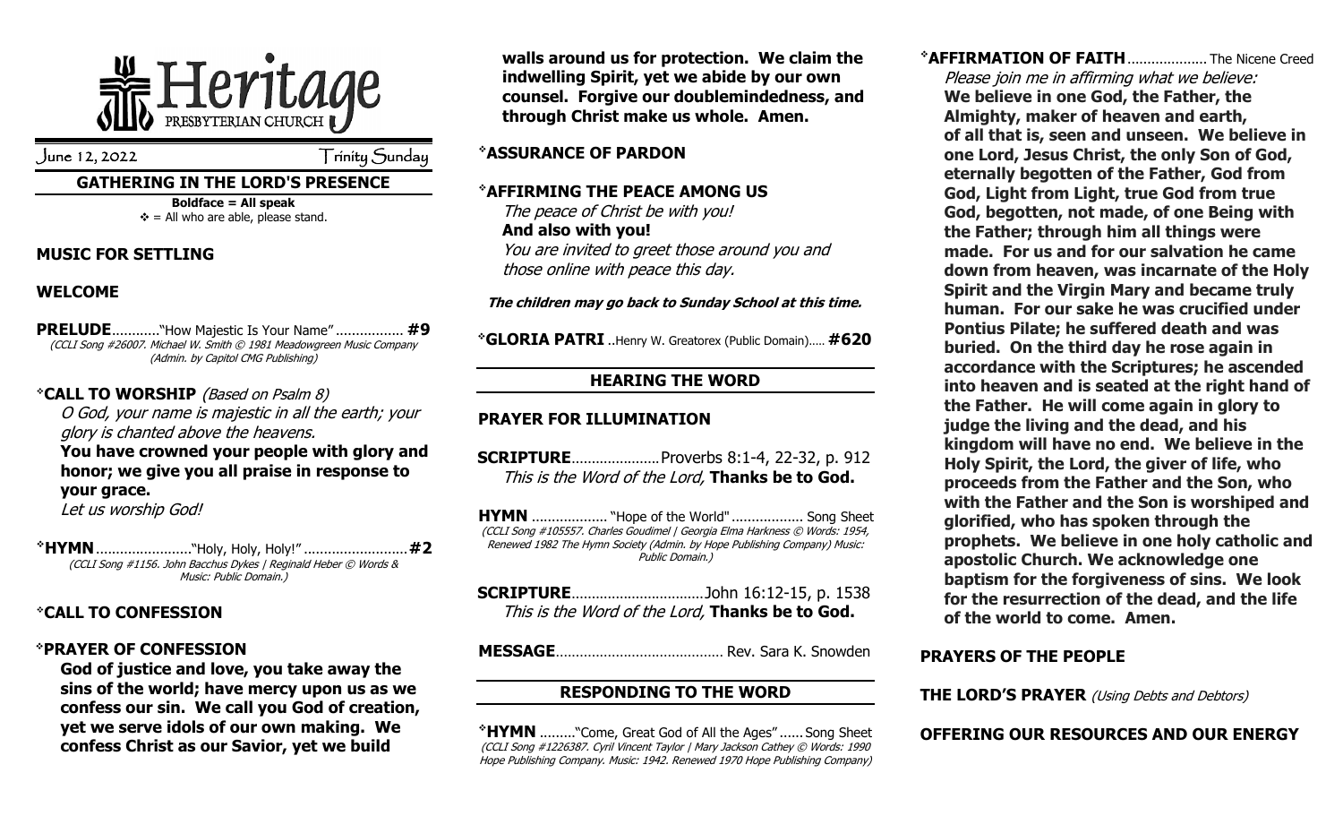# Heritage PRESBYTERIAN CHURCH

June 12, 2022 Trinity Sunday

## GATHERING IN THE LORD'S PRESENCE

**Boldface = All speak**
❖ = All who are able, please stand.

### MUSIC FOR SETTLING

### WELCOME

**PRELUDE**............"How Majestic Is Your Name"................. **#9**
*(CCLI Song #26007. Michael W. Smith © 1981 Meadowgreen Music Company (Admin. by Capitol CMG Publishing)*

❖**CALL TO WORSHIP** *(Based on Psalm 8)*

*O God, your name is majestic in all the earth; your glory is chanted above the heavens.*

**You have crowned your people with glory and honor; we give you all praise in response to your grace.**

*Let us worship God!*

❖**HYMN**.........................."Holy, Holy, Holy!".......................... **#2**
*(CCLI Song #1156. John Bacchus Dykes | Reginald Heber © Words & Music: Public Domain.)*

### ❖CALL TO CONFESSION

### ❖PRAYER OF CONFESSION

**God of justice and love, you take away the sins of the world; have mercy upon us as we confess our sin. We call you God of creation, yet we serve idols of our own making. We confess Christ as our Savior, yet we build walls around us for protection. We claim the indwelling Spirit, yet we abide by our own counsel. Forgive our doublemindedness, and through Christ make us whole. Amen.**

### ❖ASSURANCE OF PARDON

### ❖AFFIRMING THE PEACE AMONG US

*The peace of Christ be with you!*

**And also with you!**

*You are invited to greet those around you and those online with peace this day.*

***The children may go back to Sunday School at this time.***

❖**GLORIA PATRI** ..Henry W. Greatorex (Public Domain)..... **#620**

## HEARING THE WORD

### PRAYER FOR ILLUMINATION

**SCRIPTURE**......................Proverbs 8:1-4, 22-32, p. 912

*This is the Word of the Lord,* **Thanks be to God.**

**HYMN** ................... "Hope of the World".................. Song Sheet
*(CCLI Song #105557. Charles Goudimel | Georgia Elma Harkness © Words: 1954, Renewed 1982 The Hymn Society (Admin. by Hope Publishing Company) Music: Public Domain.)*

**SCRIPTURE**.................................John 16:12-15, p. 1538

*This is the Word of the Lord,* **Thanks be to God.**

**MESSAGE**.......................................... Rev. Sara K. Snowden

## RESPONDING TO THE WORD

❖**HYMN** ........."Come, Great God of All the Ages"...... Song Sheet
*(CCLI Song #1226387. Cyril Vincent Taylor | Mary Jackson Cathey © Words: 1990 Hope Publishing Company. Music: 1942. Renewed 1970 Hope Publishing Company)*

❖**AFFIRMATION OF FAITH**.................... The Nicene Creed

*Please join me in affirming what we believe:*

**We believe in one God, the Father, the Almighty, maker of heaven and earth, of all that is, seen and unseen. We believe in one Lord, Jesus Christ, the only Son of God, eternally begotten of the Father, God from God, Light from Light, true God from true God, begotten, not made, of one Being with the Father; through him all things were made. For us and for our salvation he came down from heaven, was incarnate of the Holy Spirit and the Virgin Mary and became truly human. For our sake he was crucified under Pontius Pilate; he suffered death and was buried. On the third day he rose again in accordance with the Scriptures; he ascended into heaven and is seated at the right hand of the Father. He will come again in glory to judge the living and the dead, and his kingdom will have no end. We believe in the Holy Spirit, the Lord, the giver of life, who proceeds from the Father and the Son, who with the Father and the Son is worshiped and glorified, who has spoken through the prophets. We believe in one holy catholic and apostolic Church. We acknowledge one baptism for the forgiveness of sins. We look for the resurrection of the dead, and the life of the world to come. Amen.**

### PRAYERS OF THE PEOPLE

### THE LORD'S PRAYER *(Using Debts and Debtors)*

### OFFERING OUR RESOURCES AND OUR ENERGY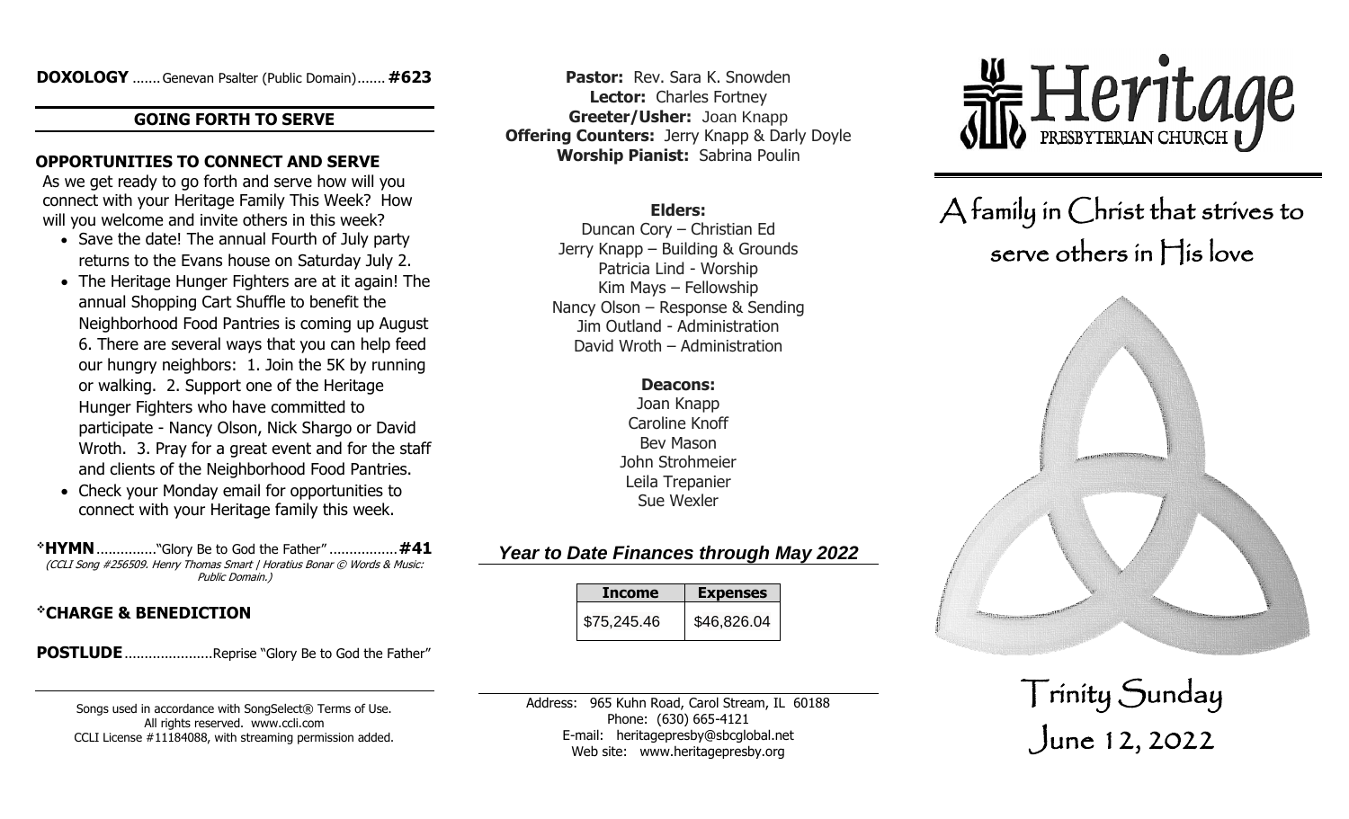**DOXOLOGY** ....... Genevan Psalter (Public Domain) ....... **#623**

## GOING FORTH TO SERVE

### OPPORTUNITIES TO CONNECT AND SERVE

As we get ready to go forth and serve how will you connect with your Heritage Family This Week? How will you welcome and invite others in this week?

- Save the date! The annual Fourth of July party returns to the Evans house on Saturday July 2.
- The Heritage Hunger Fighters are at it again! The annual Shopping Cart Shuffle to benefit the Neighborhood Food Pantries is coming up August 6. There are several ways that you can help feed our hungry neighbors: 1. Join the 5K by running or walking. 2. Support one of the Heritage Hunger Fighters who have committed to participate - Nancy Olson, Nick Shargo or David Wroth. 3. Pray for a great event and for the staff and clients of the Neighborhood Food Pantries.
- Check your Monday email for opportunities to connect with your Heritage family this week.

**✣HYMN** ............... "Glory Be to God the Father" ................. **#41**
*(CCLI Song #256509. Henry Thomas Smart | Horatius Bonar © Words & Music: Public Domain.)*

**✣CHARGE & BENEDICTION**

**POSTLUDE** ...................... Reprise "Glory Be to God the Father"

Songs used in accordance with SongSelect® Terms of Use.
All rights reserved. www.ccli.com
CCLI License #11184088, with streaming permission added.

**Pastor:** Rev. Sara K. Snowden
**Lector:** Charles Fortney
**Greeter/Usher:** Joan Knapp
**Offering Counters:** Jerry Knapp & Darly Doyle
**Worship Pianist:** Sabrina Poulin

**Elders:**
Duncan Cory – Christian Ed
Jerry Knapp – Building & Grounds
Patricia Lind - Worship
Kim Mays – Fellowship
Nancy Olson – Response & Sending
Jim Outland - Administration
David Wroth – Administration

**Deacons:**
Joan Knapp
Caroline Knoff
Bev Mason
John Strohmeier
Leila Trepanier
Sue Wexler

### *Year to Date Finances through May 2022*

| Income | Expenses |
|---|---|
| $75,245.46 | $46,826.04 |

Address: 965 Kuhn Road, Carol Stream, IL 60188
Phone: (630) 665-4121
E-mail: heritagepresby@sbcglobal.net
Web site: www.heritagepresby.org

# Heritage PRESBYTERIAN CHURCH

A family in Christ that strives to serve others in His love

Trinity Sunday
June 12, 2022